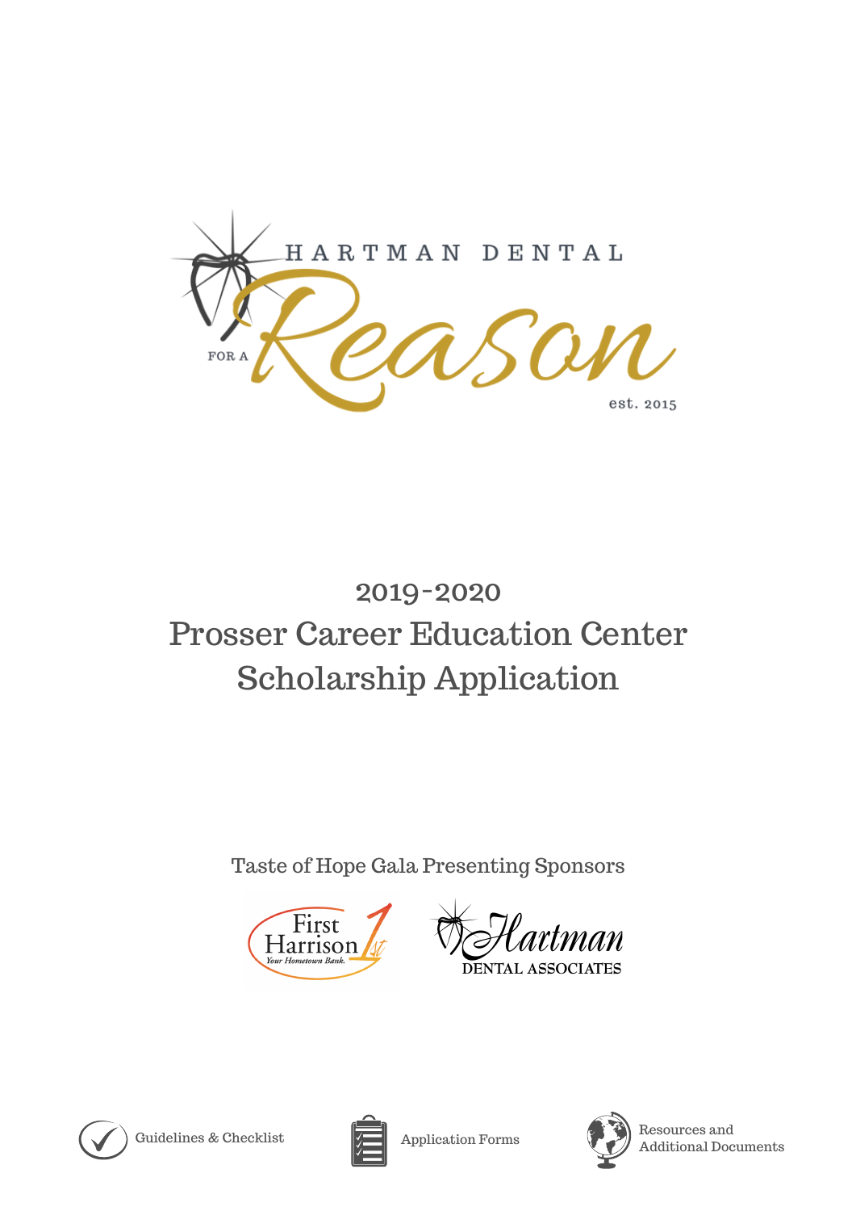HARTMAN DENTAL

FOR A *Reason*

est. 2015

# 2019-2020
# Prosser Career Education Center Scholarship Application

Taste of Hope Gala Presenting Sponsors

First Harrison 1st — Your Hometown Bank.

Hartman DENTAL ASSOCIATES

Guidelines & Checklist

Application Forms

Resources and Additional Documents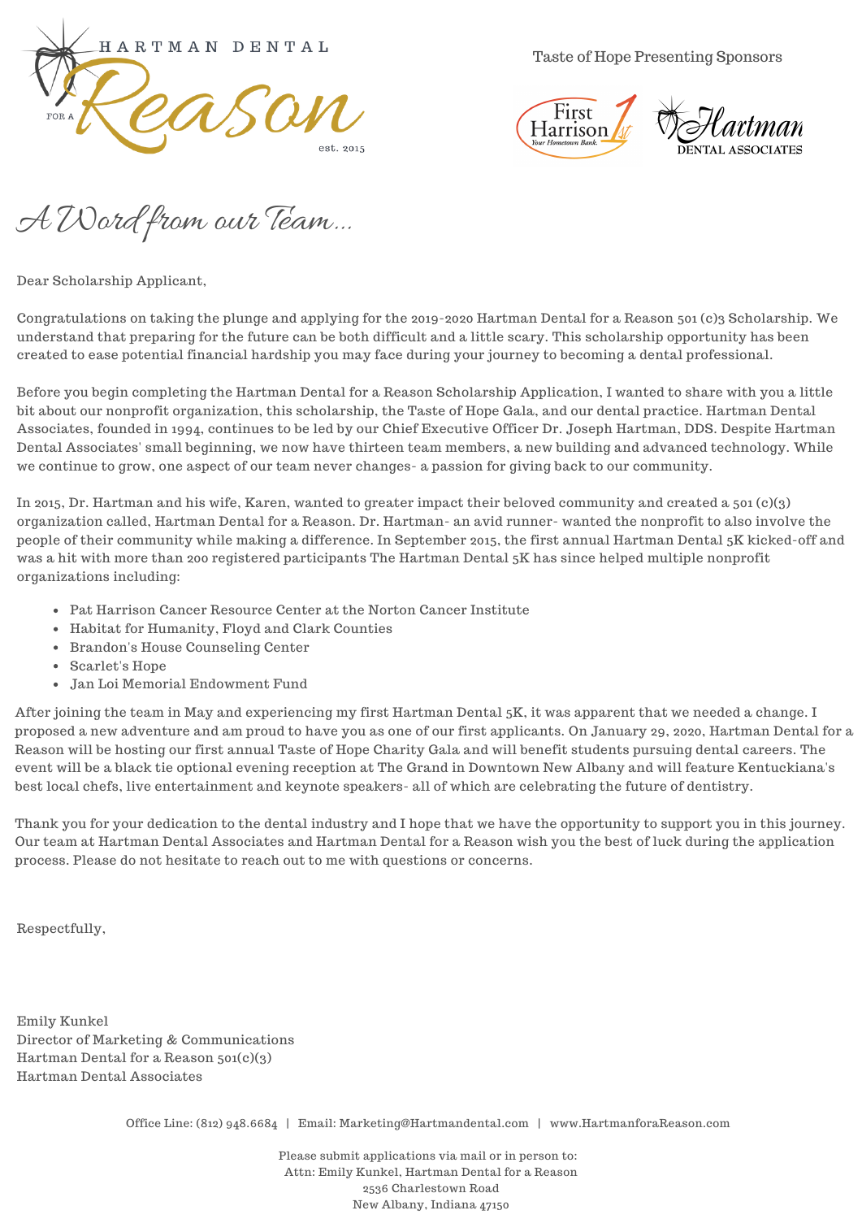HARTMAN DENTAL

FOR A Reason

est. 2015

Taste of Hope Presenting Sponsors

First Harrison 1st — Your Hometown Bank.

Hartman DENTAL ASSOCIATES

# A Word from our Team...

Dear Scholarship Applicant,

Congratulations on taking the plunge and applying for the 2019-2020 Hartman Dental for a Reason 501 (c)3 Scholarship. We understand that preparing for the future can be both difficult and a little scary. This scholarship opportunity has been created to ease potential financial hardship you may face during your journey to becoming a dental professional.

Before you begin completing the Hartman Dental for a Reason Scholarship Application, I wanted to share with you a little bit about our nonprofit organization, this scholarship, the Taste of Hope Gala, and our dental practice. Hartman Dental Associates, founded in 1994, continues to be led by our Chief Executive Officer Dr. Joseph Hartman, DDS. Despite Hartman Dental Associates' small beginning, we now have thirteen team members, a new building and advanced technology. While we continue to grow, one aspect of our team never changes- a passion for giving back to our community.

In 2015, Dr. Hartman and his wife, Karen, wanted to greater impact their beloved community and created a 501 (c)(3) organization called, Hartman Dental for a Reason. Dr. Hartman- an avid runner- wanted the nonprofit to also involve the people of their community while making a difference. In September 2015, the first annual Hartman Dental 5K kicked-off and was a hit with more than 200 registered participants The Hartman Dental 5K has since helped multiple nonprofit organizations including:

- Pat Harrison Cancer Resource Center at the Norton Cancer Institute
- Habitat for Humanity, Floyd and Clark Counties
- Brandon's House Counseling Center
- Scarlet's Hope
- Jan Loi Memorial Endowment Fund

After joining the team in May and experiencing my first Hartman Dental 5K, it was apparent that we needed a change. I proposed a new adventure and am proud to have you as one of our first applicants. On January 29, 2020, Hartman Dental for a Reason will be hosting our first annual Taste of Hope Charity Gala and will benefit students pursuing dental careers. The event will be a black tie optional evening reception at The Grand in Downtown New Albany and will feature Kentuckiana's best local chefs, live entertainment and keynote speakers- all of which are celebrating the future of dentistry.

Thank you for your dedication to the dental industry and I hope that we have the opportunity to support you in this journey. Our team at Hartman Dental Associates and Hartman Dental for a Reason wish you the best of luck during the application process. Please do not hesitate to reach out to me with questions or concerns.

Respectfully,

Emily Kunkel
Director of Marketing & Communications
Hartman Dental for a Reason 501(c)(3)
Hartman Dental Associates

Office Line: (812) 948.6684 | Email: Marketing@Hartmandental.com | www.HartmanforaReason.com

Please submit applications via mail or in person to:
Attn: Emily Kunkel, Hartman Dental for a Reason
2536 Charlestown Road
New Albany, Indiana 47150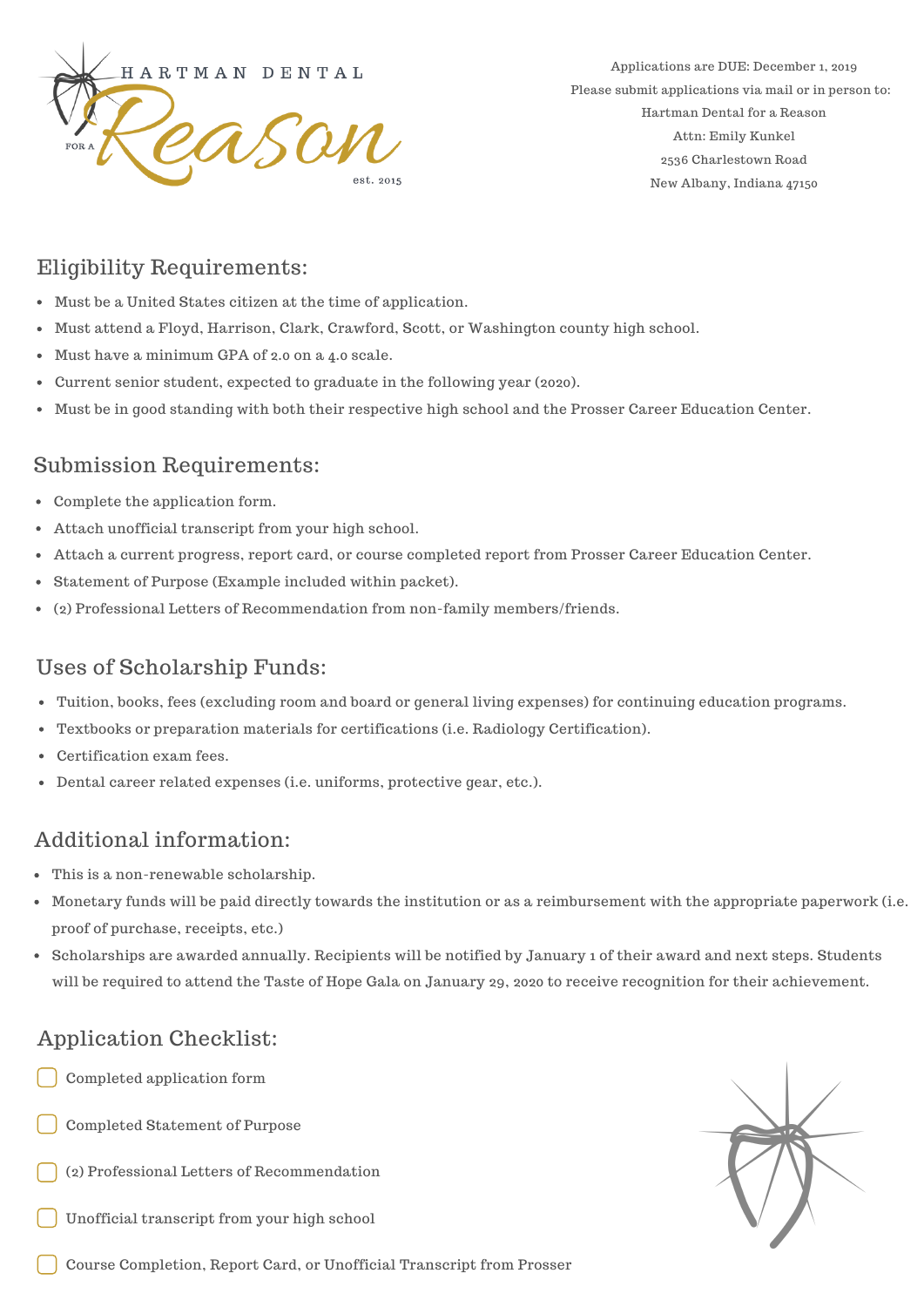HARTMAN DENTAL

FOR A Reason

est. 2015

Applications are DUE: December 1, 2019
Please submit applications via mail or in person to:
Hartman Dental for a Reason
Attn: Emily Kunkel
2536 Charlestown Road
New Albany, Indiana 47150

## Eligibility Requirements:

- Must be a United States citizen at the time of application.
- Must attend a Floyd, Harrison, Clark, Crawford, Scott, or Washington county high school.
- Must have a minimum GPA of 2.0 on a 4.0 scale.
- Current senior student, expected to graduate in the following year (2020).
- Must be in good standing with both their respective high school and the Prosser Career Education Center.

## Submission Requirements:

- Complete the application form.
- Attach unofficial transcript from your high school.
- Attach a current progress, report card, or course completed report from Prosser Career Education Center.
- Statement of Purpose (Example included within packet).
- (2) Professional Letters of Recommendation from non-family members/friends.

## Uses of Scholarship Funds:

- Tuition, books, fees (excluding room and board or general living expenses) for continuing education programs.
- Textbooks or preparation materials for certifications (i.e. Radiology Certification).
- Certification exam fees.
- Dental career related expenses (i.e. uniforms, protective gear, etc.).

## Additional information:

- This is a non-renewable scholarship.
- Monetary funds will be paid directly towards the institution or as a reimbursement with the appropriate paperwork (i.e. proof of purchase, receipts, etc.)
- Scholarships are awarded annually. Recipients will be notified by January 1 of their award and next steps. Students will be required to attend the Taste of Hope Gala on January 29, 2020 to receive recognition for their achievement.

## Application Checklist:

- [ ] Completed application form
- [ ] Completed Statement of Purpose
- [ ] (2) Professional Letters of Recommendation
- [ ] Unofficial transcript from your high school
- [ ] Course Completion, Report Card, or Unofficial Transcript from Prosser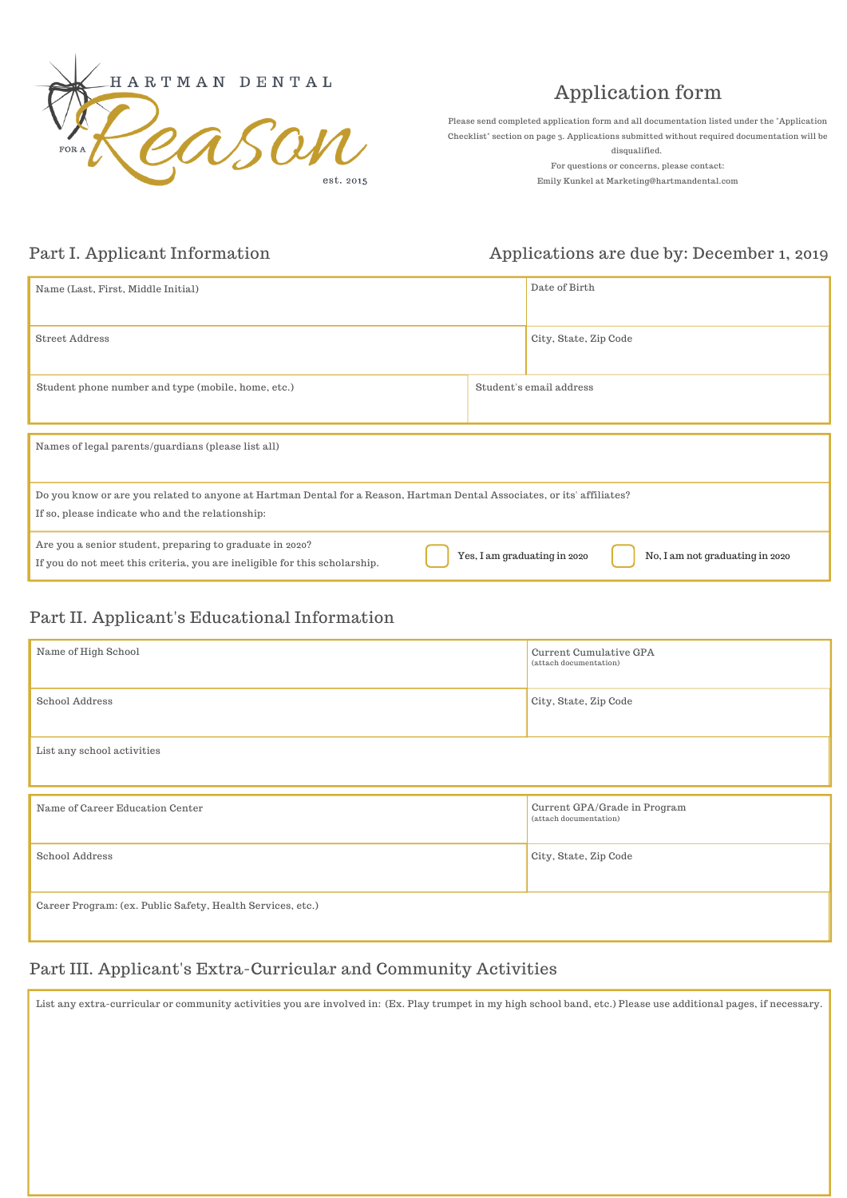HARTMAN DENTAL

FOR A Reason

est. 2015

# Application form

Please send completed application form and all documentation listed under the "Application Checklist" section on page 3. Applications submitted without required documentation will be disqualified.

For questions or concerns, please contact:
Emily Kunkel at Marketing@hartmandental.com

## Part I. Applicant Information

**Applications are due by: December 1, 2019**

| Name (Last, First, Middle Initial) | Date of Birth |
|---|---|
| Street Address | City, State, Zip Code |
| Student phone number and type (mobile, home, etc.) | Student's email address |

Names of legal parents/guardians (please list all)

Do you know or are you related to anyone at Hartman Dental for a Reason, Hartman Dental Associates, or its' affiliates?
If so, please indicate who and the relationship:

Are you a senior student, preparing to graduate in 2020?
If you do not meet this criteria, you are ineligible for this scholarship.

☐ Yes, I am graduating in 2020 ☐ No, I am not graduating in 2020

## Part II. Applicant's Educational Information

| Name of High School | Current Cumulative GPA (attach documentation) |
|---|---|
| School Address | City, State, Zip Code |
| List any school activities | |

| Name of Career Education Center | Current GPA/Grade in Program (attach documentation) |
|---|---|
| School Address | City, State, Zip Code |
| Career Program: (ex. Public Safety, Health Services, etc.) | |

## Part III. Applicant's Extra-Curricular and Community Activities

List any extra-curricular or community activities you are involved in: (Ex. Play trumpet in my high school band, etc.) Please use additional pages, if necessary.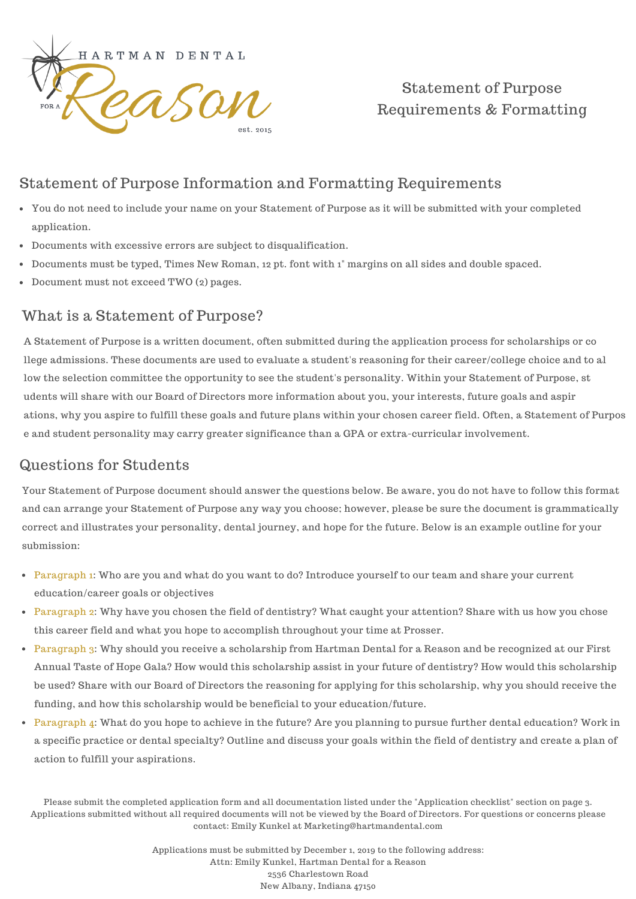HARTMAN DENTAL FOR A Reason est. 2015

Statement of Purpose Requirements & Formatting

## Statement of Purpose Information and Formatting Requirements

- You do not need to include your name on your Statement of Purpose as it will be submitted with your completed application.
- Documents with excessive errors are subject to disqualification.
- Documents must be typed, Times New Roman, 12 pt. font with 1" margins on all sides and double spaced.
- Document must not exceed TWO (2) pages.

## What is a Statement of Purpose?

A Statement of Purpose is a written document, often submitted during the application process for scholarships or college admissions. These documents are used to evaluate a student's reasoning for their career/college choice and to allow the selection committee the opportunity to see the student's personality. Within your Statement of Purpose, students will share with our Board of Directors more information about you, your interests, future goals and aspirations, why you aspire to fulfill these goals and future plans within your chosen career field. Often, a Statement of Purpose and student personality may carry greater significance than a GPA or extra-curricular involvement.

## Questions for Students

Your Statement of Purpose document should answer the questions below. Be aware, you do not have to follow this format and can arrange your Statement of Purpose any way you choose; however, please be sure the document is grammatically correct and illustrates your personality, dental journey, and hope for the future. Below is an example outline for your submission:

- Paragraph 1: Who are you and what do you want to do? Introduce yourself to our team and share your current education/career goals or objectives
- Paragraph 2: Why have you chosen the field of dentistry? What caught your attention? Share with us how you chose this career field and what you hope to accomplish throughout your time at Prosser.
- Paragraph 3: Why should you receive a scholarship from Hartman Dental for a Reason and be recognized at our First Annual Taste of Hope Gala? How would this scholarship assist in your future of dentistry? How would this scholarship be used? Share with our Board of Directors the reasoning for applying for this scholarship, why you should receive the funding, and how this scholarship would be beneficial to your education/future.
- Paragraph 4: What do you hope to achieve in the future? Are you planning to pursue further dental education? Work in a specific practice or dental specialty? Outline and discuss your goals within the field of dentistry and create a plan of action to fulfill your aspirations.

Please submit the completed application form and all documentation listed under the "Application checklist" section on page 3. Applications submitted without all required documents will not be viewed by the Board of Directors. For questions or concerns please contact: Emily Kunkel at Marketing@hartmandental.com

Applications must be submitted by December 1, 2019 to the following address:
Attn: Emily Kunkel, Hartman Dental for a Reason
2536 Charlestown Road
New Albany, Indiana 47150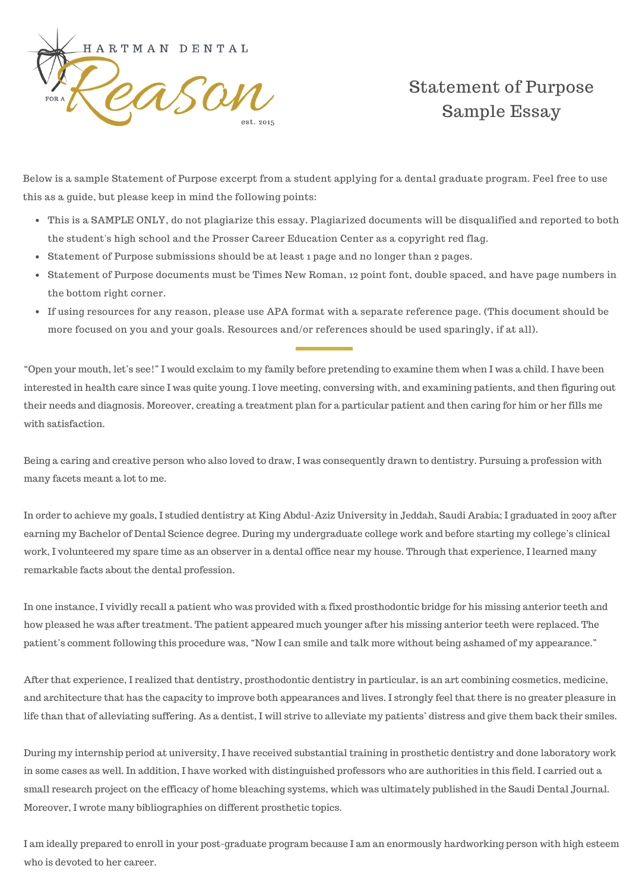HARTMAN DENTAL

FOR A *Reason*

est. 2015

# Statement of Purpose Sample Essay

Below is a sample Statement of Purpose excerpt from a student applying for a dental graduate program. Feel free to use this as a guide, but please keep in mind the following points:

- This is a SAMPLE ONLY, do not plagiarize this essay. Plagiarized documents will be disqualified and reported to both the student's high school and the Prosser Career Education Center as a copyright red flag.
- Statement of Purpose submissions should be at least 1 page and no longer than 2 pages.
- Statement of Purpose documents must be Times New Roman, 12 point font, double spaced, and have page numbers in the bottom right corner.
- If using resources for any reason, please use APA format with a separate reference page. (This document should be more focused on you and your goals. Resources and/or references should be used sparingly, if at all).

---

"Open your mouth, let's see!" I would exclaim to my family before pretending to examine them when I was a child. I have been interested in health care since I was quite young. I love meeting, conversing with, and examining patients, and then figuring out their needs and diagnosis. Moreover, creating a treatment plan for a particular patient and then caring for him or her fills me with satisfaction.

Being a caring and creative person who also loved to draw, I was consequently drawn to dentistry. Pursuing a profession with many facets meant a lot to me.

In order to achieve my goals, I studied dentistry at King Abdul-Aziz University in Jeddah, Saudi Arabia; I graduated in 2007 after earning my Bachelor of Dental Science degree. During my undergraduate college work and before starting my college's clinical work, I volunteered my spare time as an observer in a dental office near my house. Through that experience, I learned many remarkable facts about the dental profession.

In one instance, I vividly recall a patient who was provided with a fixed prosthodontic bridge for his missing anterior teeth and how pleased he was after treatment. The patient appeared much younger after his missing anterior teeth were replaced. The patient's comment following this procedure was, "Now I can smile and talk more without being ashamed of my appearance."

After that experience, I realized that dentistry, prosthodontic dentistry in particular, is an art combining cosmetics, medicine, and architecture that has the capacity to improve both appearances and lives. I strongly feel that there is no greater pleasure in life than that of alleviating suffering. As a dentist, I will strive to alleviate my patients' distress and give them back their smiles.

During my internship period at university, I have received substantial training in prosthetic dentistry and done laboratory work in some cases as well. In addition, I have worked with distinguished professors who are authorities in this field. I carried out a small research project on the efficacy of home bleaching systems, which was ultimately published in the Saudi Dental Journal. Moreover, I wrote many bibliographies on different prosthetic topics.

I am ideally prepared to enroll in your post-graduate program because I am an enormously hardworking person with high esteem who is devoted to her career.